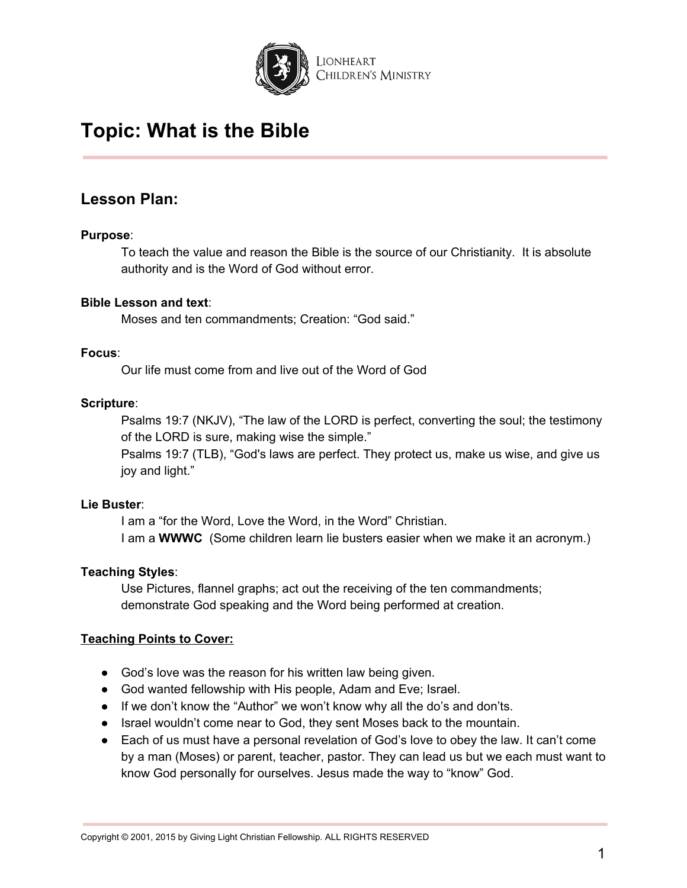Lionheart Children's Ministry

# Topic: What is the Bible

## Lesson Plan:

**Purpose**:

To teach the value and reason the Bible is the source of our Christianity. It is absolute authority and is the Word of God without error.

**Bible Lesson and text**:

Moses and ten commandments; Creation: "God said."

**Focus**:

Our life must come from and live out of the Word of God

**Scripture**:

Psalms 19:7 (NKJV), "The law of the LORD is perfect, converting the soul; the testimony of the LORD is sure, making wise the simple."

Psalms 19:7 (TLB), "God's laws are perfect. They protect us, make us wise, and give us joy and light."

**Lie Buster**:

I am a "for the Word, Love the Word, in the Word" Christian.

I am a **WWWC** (Some children learn lie busters easier when we make it an acronym.)

**Teaching Styles**:

Use Pictures, flannel graphs; act out the receiving of the ten commandments; demonstrate God speaking and the Word being performed at creation.

**Teaching Points to Cover:**

- God's love was the reason for his written law being given.
- God wanted fellowship with His people, Adam and Eve; Israel.
- If we don't know the "Author" we won't know why all the do's and don'ts.
- Israel wouldn't come near to God, they sent Moses back to the mountain.
- Each of us must have a personal revelation of God's love to obey the law. It can't come by a man (Moses) or parent, teacher, pastor. They can lead us but we each must want to know God personally for ourselves. Jesus made the way to "know" God.

Copyright © 2001, 2015 by Giving Light Christian Fellowship. ALL RIGHTS RESERVED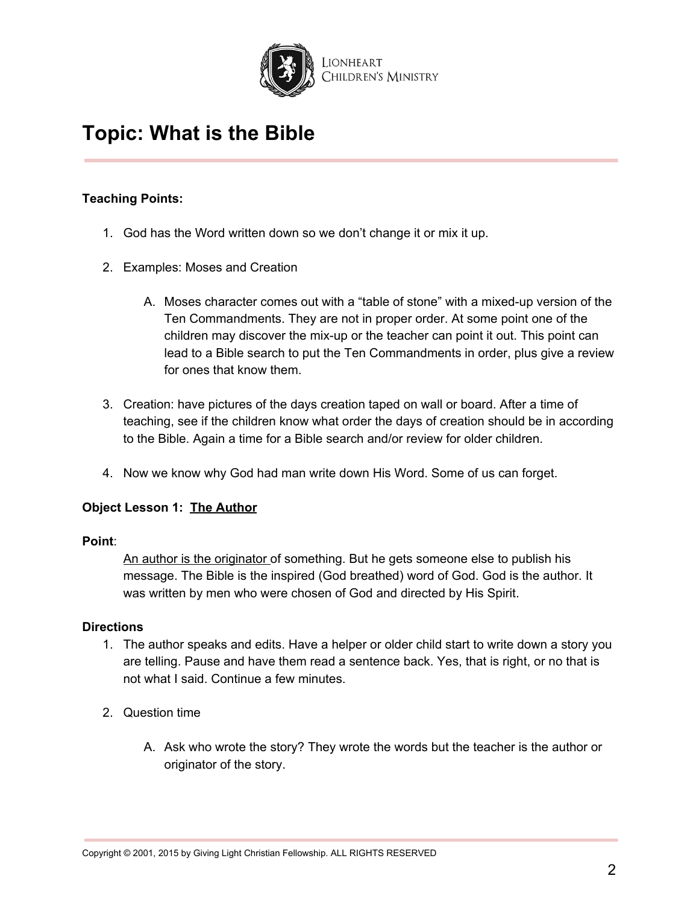# Topic: What is the Bible

**Teaching Points:**

1. God has the Word written down so we don't change it or mix it up.

2. Examples: Moses and Creation

   A. Moses character comes out with a "table of stone" with a mixed-up version of the Ten Commandments. They are not in proper order. At some point one of the children may discover the mix-up or the teacher can point it out. This point can lead to a Bible search to put the Ten Commandments in order, plus give a review for ones that know them.

3. Creation: have pictures of the days creation taped on wall or board. After a time of teaching, see if the children know what order the days of creation should be in according to the Bible. Again a time for a Bible search and/or review for older children.

4. Now we know why God had man write down His Word. Some of us can forget.

**Object Lesson 1: The Author**

**Point**:

An author is the originator of something. But he gets someone else to publish his message. The Bible is the inspired (God breathed) word of God. God is the author. It was written by men who were chosen of God and directed by His Spirit.

**Directions**

1. The author speaks and edits. Have a helper or older child start to write down a story you are telling. Pause and have them read a sentence back. Yes, that is right, or no that is not what I said. Continue a few minutes.

2. Question time

   A. Ask who wrote the story? They wrote the words but the teacher is the author or originator of the story.

Copyright © 2001, 2015 by Giving Light Christian Fellowship. ALL RIGHTS RESERVED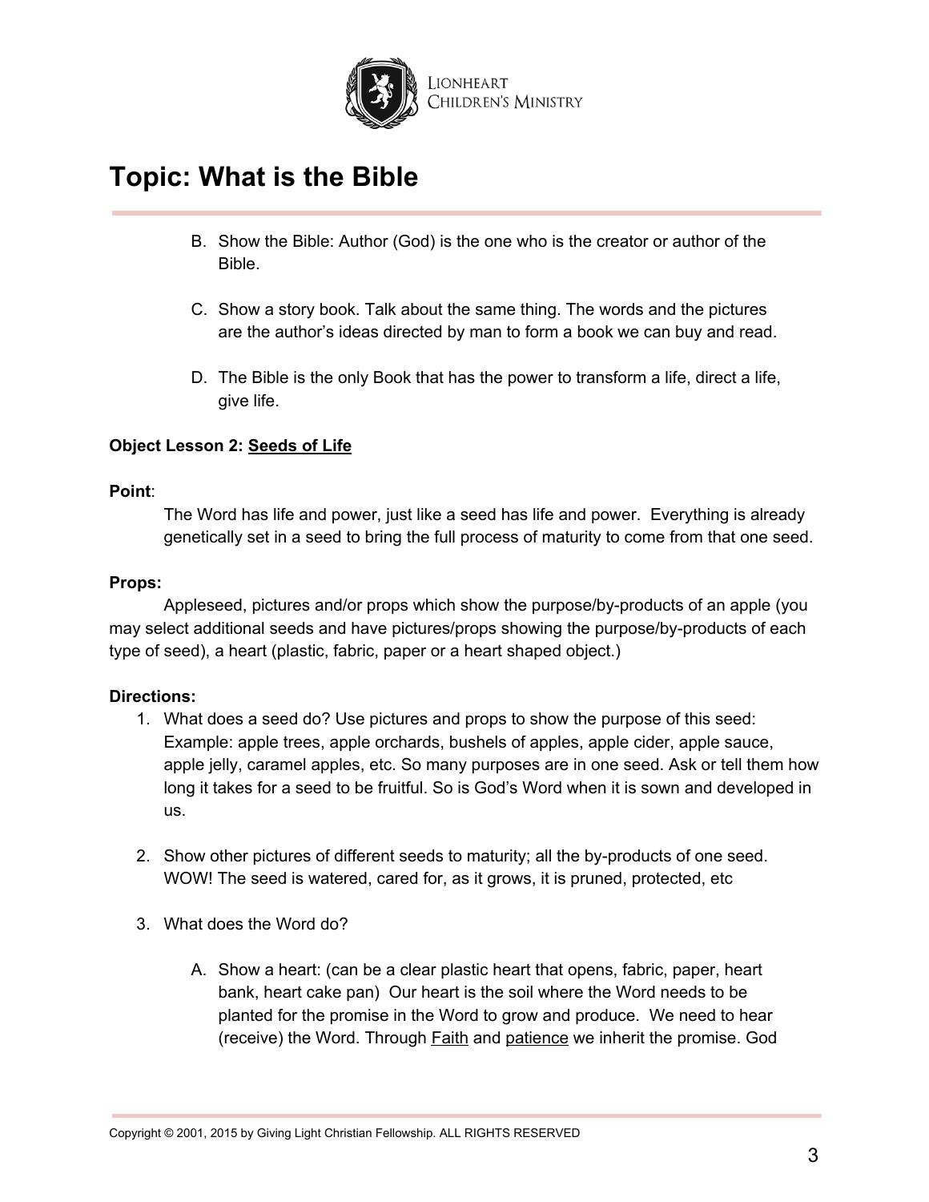# Topic: What is the Bible

B. Show the Bible: Author (God) is the one who is the creator or author of the Bible.

C. Show a story book. Talk about the same thing. The words and the pictures are the author's ideas directed by man to form a book we can buy and read.

D. The Bible is the only Book that has the power to transform a life, direct a life, give life.

**Object Lesson 2:** <u>Seeds of Life</u>

**Point**:

The Word has life and power, just like a seed has life and power. Everything is already genetically set in a seed to bring the full process of maturity to come from that one seed.

**Props:**

Appleseed, pictures and/or props which show the purpose/by-products of an apple (you may select additional seeds and have pictures/props showing the purpose/by-products of each type of seed), a heart (plastic, fabric, paper or a heart shaped object.)

**Directions:**

1. What does a seed do? Use pictures and props to show the purpose of this seed: Example: apple trees, apple orchards, bushels of apples, apple cider, apple sauce, apple jelly, caramel apples, etc. So many purposes are in one seed. Ask or tell them how long it takes for a seed to be fruitful. So is God's Word when it is sown and developed in us.

2. Show other pictures of different seeds to maturity; all the by-products of one seed. WOW! The seed is watered, cared for, as it grows, it is pruned, protected, etc

3. What does the Word do?

   A. Show a heart: (can be a clear plastic heart that opens, fabric, paper, heart bank, heart cake pan) Our heart is the soil where the Word needs to be planted for the promise in the Word to grow and produce. We need to hear (receive) the Word. Through <u>Faith</u> and <u>patience</u> we inherit the promise. God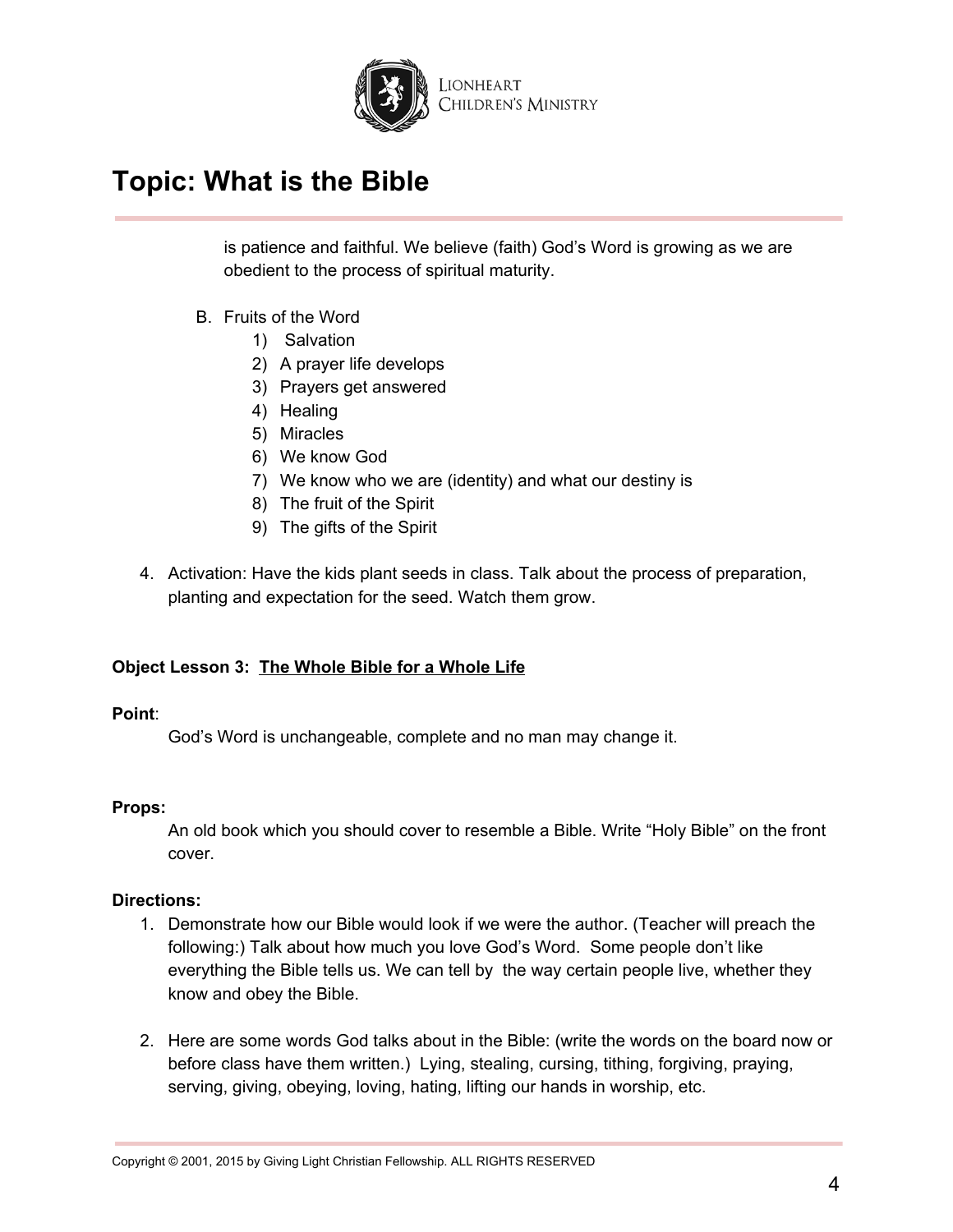is patience and faithful. We believe (faith) God's Word is growing as we are obedient to the process of spiritual maturity.

B. Fruits of the Word
   1) Salvation
   2) A prayer life develops
   3) Prayers get answered
   4) Healing
   5) Miracles
   6) We know God
   7) We know who we are (identity) and what our destiny is
   8) The fruit of the Spirit
   9) The gifts of the Spirit

4. Activation: Have the kids plant seeds in class. Talk about the process of preparation, planting and expectation for the seed. Watch them grow.

**Object Lesson 3: <u>The Whole Bible for a Whole Life</u>**

**Point**:

God's Word is unchangeable, complete and no man may change it.

**Props:**

An old book which you should cover to resemble a Bible. Write "Holy Bible" on the front cover.

**Directions:**

1. Demonstrate how our Bible would look if we were the author. (Teacher will preach the following:) Talk about how much you love God's Word. Some people don't like everything the Bible tells us. We can tell by the way certain people live, whether they know and obey the Bible.

2. Here are some words God talks about in the Bible: (write the words on the board now or before class have them written.) Lying, stealing, cursing, tithing, forgiving, praying, serving, giving, obeying, loving, hating, lifting our hands in worship, etc.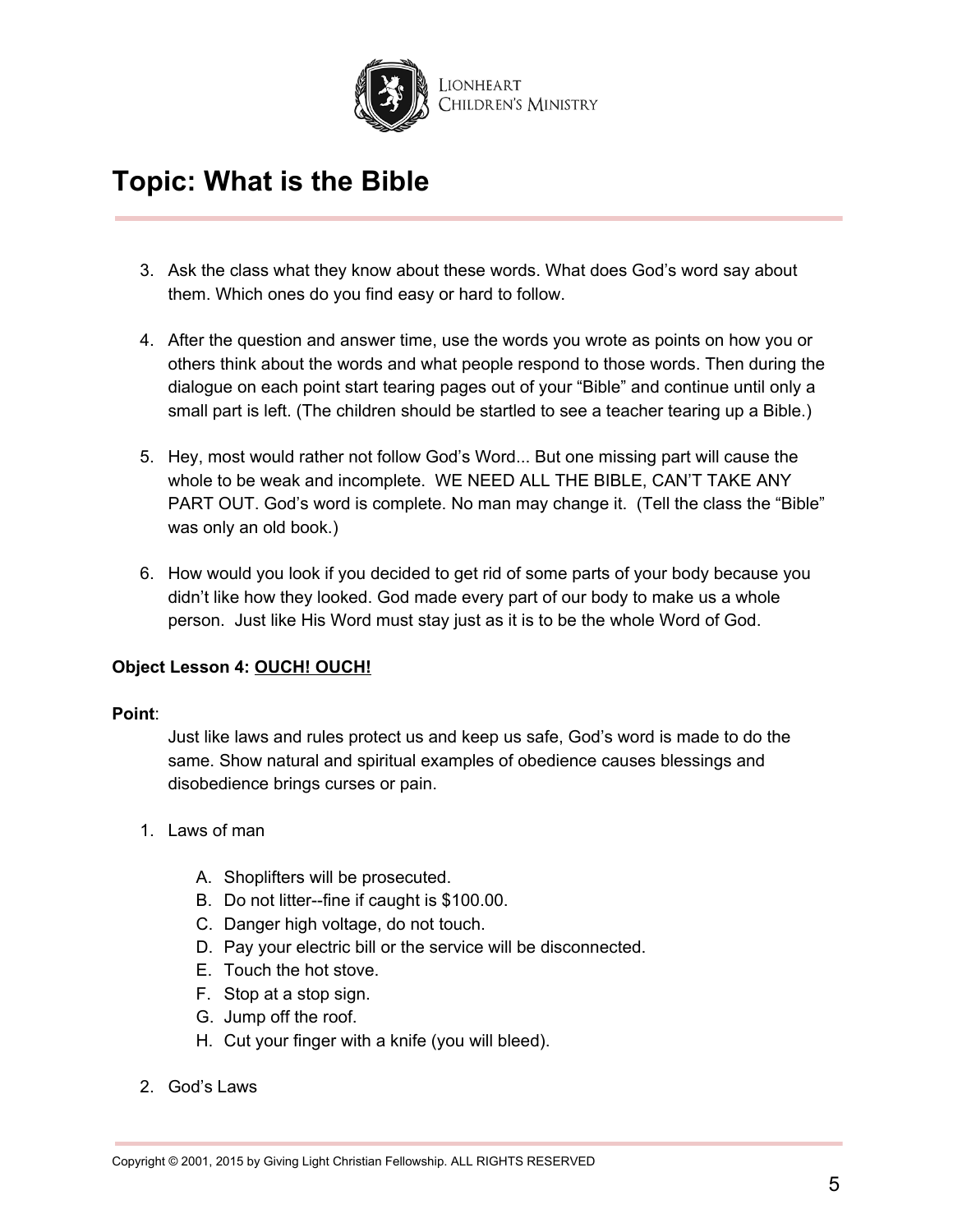# Topic: What is the Bible

3. Ask the class what they know about these words. What does God's word say about them. Which ones do you find easy or hard to follow.

4. After the question and answer time, use the words you wrote as points on how you or others think about the words and what people respond to those words. Then during the dialogue on each point start tearing pages out of your "Bible" and continue until only a small part is left. (The children should be startled to see a teacher tearing up a Bible.)

5. Hey, most would rather not follow God's Word... But one missing part will cause the whole to be weak and incomplete. WE NEED ALL THE BIBLE, CAN'T TAKE ANY PART OUT. God's word is complete. No man may change it. (Tell the class the "Bible" was only an old book.)

6. How would you look if you decided to get rid of some parts of your body because you didn't like how they looked. God made every part of our body to make us a whole person. Just like His Word must stay just as it is to be the whole Word of God.

**Object Lesson 4: <u>OUCH! OUCH!</u>**

**Point**:

Just like laws and rules protect us and keep us safe, God's word is made to do the same. Show natural and spiritual examples of obedience causes blessings and disobedience brings curses or pain.

1. Laws of man

    A. Shoplifters will be prosecuted.
    B. Do not litter--fine if caught is $100.00.
    C. Danger high voltage, do not touch.
    D. Pay your electric bill or the service will be disconnected.
    E. Touch the hot stove.
    F. Stop at a stop sign.
    G. Jump off the roof.
    H. Cut your finger with a knife (you will bleed).

2. God's Laws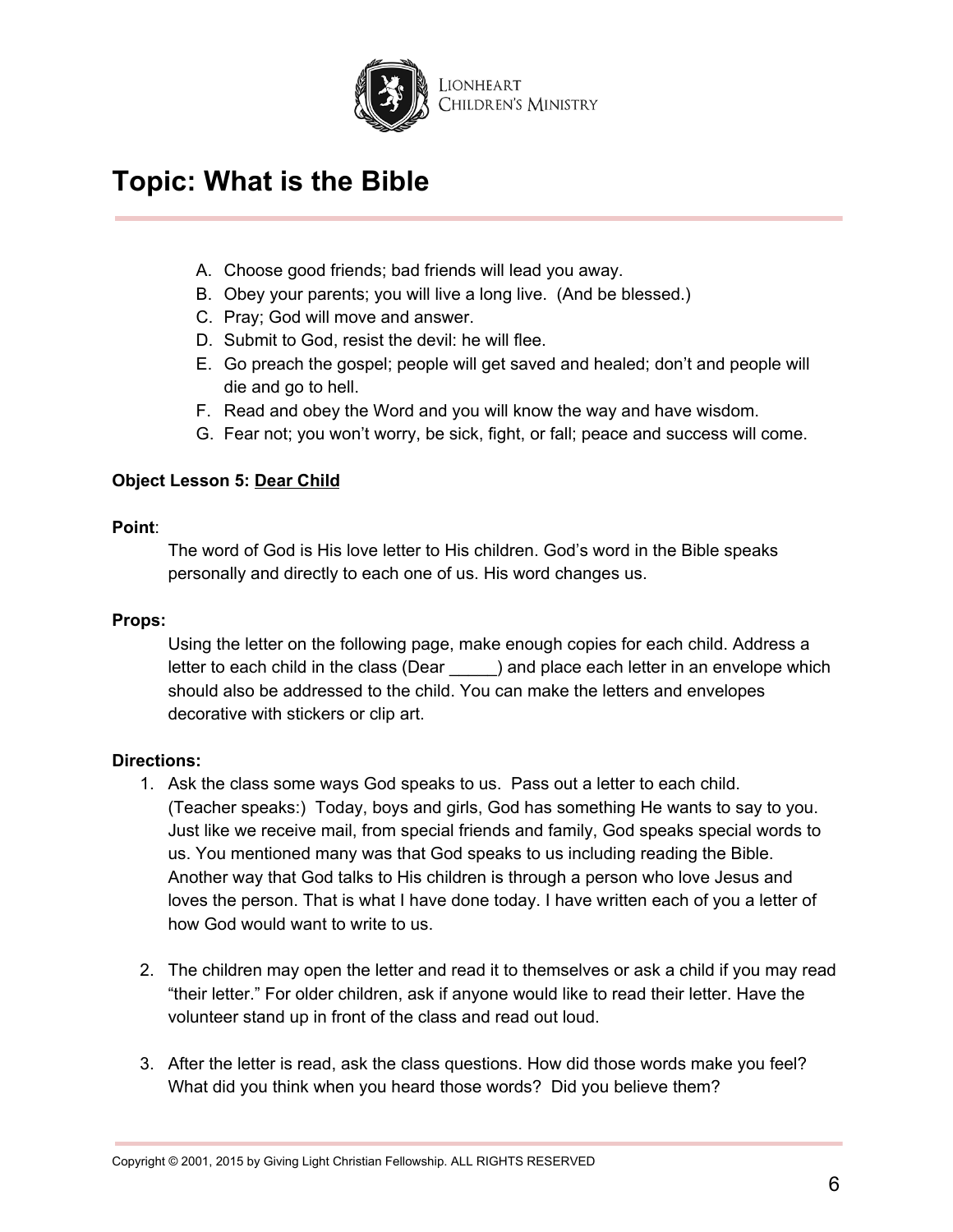# Topic: What is the Bible

A. Choose good friends; bad friends will lead you away.
B. Obey your parents; you will live a long live. (And be blessed.)
C. Pray; God will move and answer.
D. Submit to God, resist the devil: he will flee.
E. Go preach the gospel; people will get saved and healed; don't and people will die and go to hell.
F. Read and obey the Word and you will know the way and have wisdom.
G. Fear not; you won't worry, be sick, fight, or fall; peace and success will come.

**Object Lesson 5: Dear Child**

**Point**:

The word of God is His love letter to His children. God's word in the Bible speaks personally and directly to each one of us. His word changes us.

**Props:**

Using the letter on the following page, make enough copies for each child. Address a letter to each child in the class (Dear _____) and place each letter in an envelope which should also be addressed to the child. You can make the letters and envelopes decorative with stickers or clip art.

**Directions:**

1. Ask the class some ways God speaks to us. Pass out a letter to each child. (Teacher speaks:) Today, boys and girls, God has something He wants to say to you. Just like we receive mail, from special friends and family, God speaks special words to us. You mentioned many was that God speaks to us including reading the Bible. Another way that God talks to His children is through a person who love Jesus and loves the person. That is what I have done today. I have written each of you a letter of how God would want to write to us.

2. The children may open the letter and read it to themselves or ask a child if you may read "their letter." For older children, ask if anyone would like to read their letter. Have the volunteer stand up in front of the class and read out loud.

3. After the letter is read, ask the class questions. How did those words make you feel? What did you think when you heard those words? Did you believe them?

Copyright © 2001, 2015 by Giving Light Christian Fellowship. ALL RIGHTS RESERVED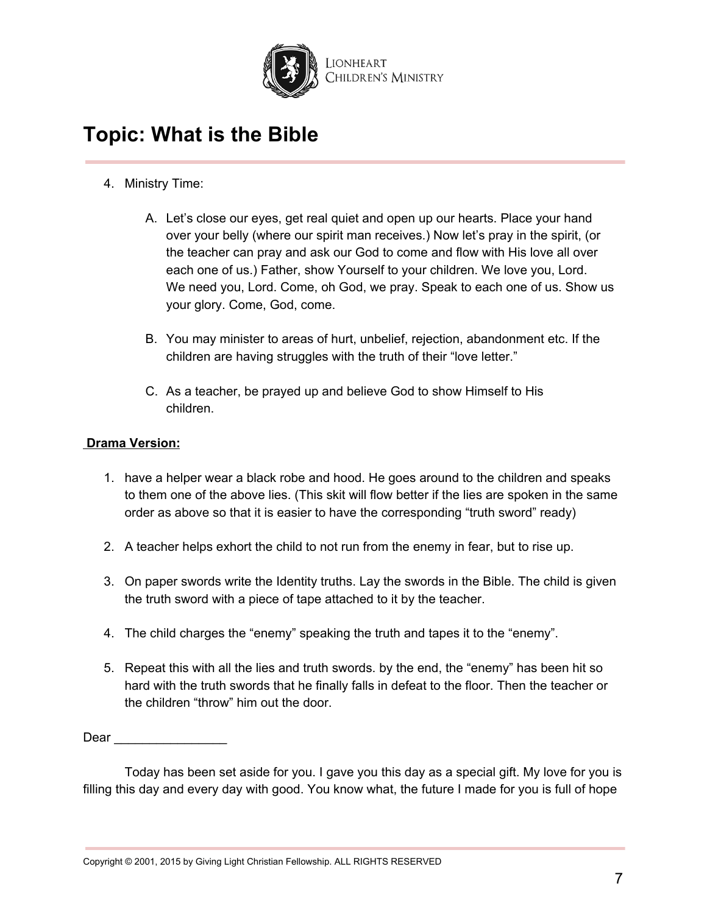# Topic: What is the Bible

4. Ministry Time:

   A. Let's close our eyes, get real quiet and open up our hearts. Place your hand over your belly (where our spirit man receives.) Now let's pray in the spirit, (or the teacher can pray and ask our God to come and flow with His love all over each one of us.) Father, show Yourself to your children. We love you, Lord. We need you, Lord. Come, oh God, we pray. Speak to each one of us. Show us your glory. Come, God, come.

   B. You may minister to areas of hurt, unbelief, rejection, abandonment etc. If the children are having struggles with the truth of their "love letter."

   C. As a teacher, be prayed up and believe God to show Himself to His children.

**Drama Version:**

1. have a helper wear a black robe and hood. He goes around to the children and speaks to them one of the above lies. (This skit will flow better if the lies are spoken in the same order as above so that it is easier to have the corresponding "truth sword" ready)

2. A teacher helps exhort the child to not run from the enemy in fear, but to rise up.

3. On paper swords write the Identity truths. Lay the swords in the Bible. The child is given the truth sword with a piece of tape attached to it by the teacher.

4. The child charges the "enemy" speaking the truth and tapes it to the "enemy".

5. Repeat this with all the lies and truth swords. by the end, the "enemy" has been hit so hard with the truth swords that he finally falls in defeat to the floor. Then the teacher or the children "throw" him out the door.

Dear ________________

Today has been set aside for you. I gave you this day as a special gift. My love for you is filling this day and every day with good. You know what, the future I made for you is full of hope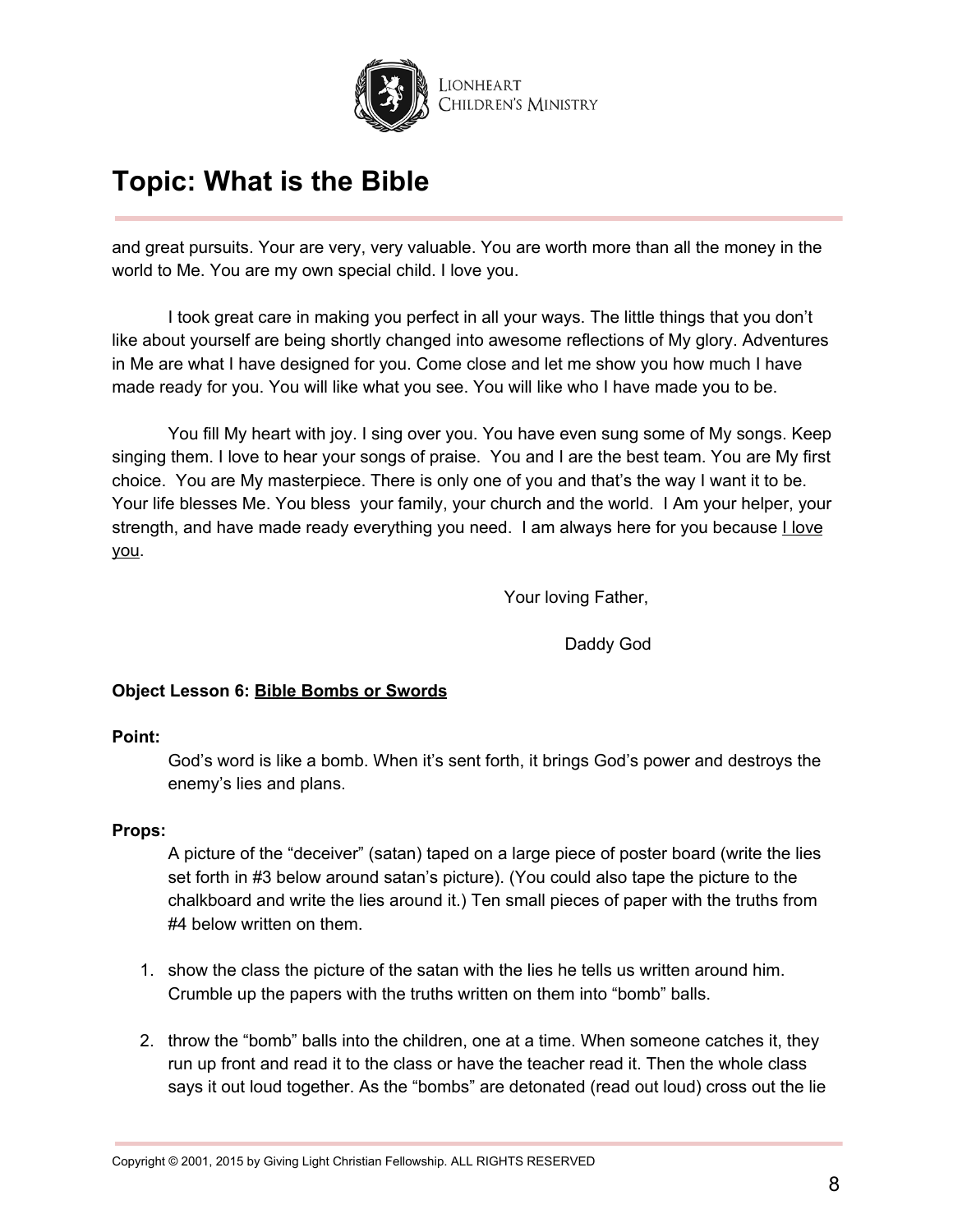# Topic: What is the Bible

and great pursuits. Your are very, very valuable. You are worth more than all the money in the world to Me. You are my own special child. I love you.

I took great care in making you perfect in all your ways. The little things that you don't like about yourself are being shortly changed into awesome reflections of My glory. Adventures in Me are what I have designed for you. Come close and let me show you how much I have made ready for you. You will like what you see. You will like who I have made you to be.

You fill My heart with joy. I sing over you. You have even sung some of My songs. Keep singing them. I love to hear your songs of praise. You and I are the best team. You are My first choice. You are My masterpiece. There is only one of you and that's the way I want it to be. Your life blesses Me. You bless your family, your church and the world. I Am your helper, your strength, and have made ready everything you need. I am always here for you because <u>I love you</u>.

Your loving Father,

Daddy God

**Object Lesson 6: <u>Bible Bombs or Swords</u>**

**Point:**

God's word is like a bomb. When it's sent forth, it brings God's power and destroys the enemy's lies and plans.

**Props:**

A picture of the "deceiver" (satan) taped on a large piece of poster board (write the lies set forth in #3 below around satan's picture). (You could also tape the picture to the chalkboard and write the lies around it.) Ten small pieces of paper with the truths from #4 below written on them.

1. show the class the picture of the satan with the lies he tells us written around him. Crumble up the papers with the truths written on them into "bomb" balls.

2. throw the "bomb" balls into the children, one at a time. When someone catches it, they run up front and read it to the class or have the teacher read it. Then the whole class says it out loud together. As the "bombs" are detonated (read out loud) cross out the lie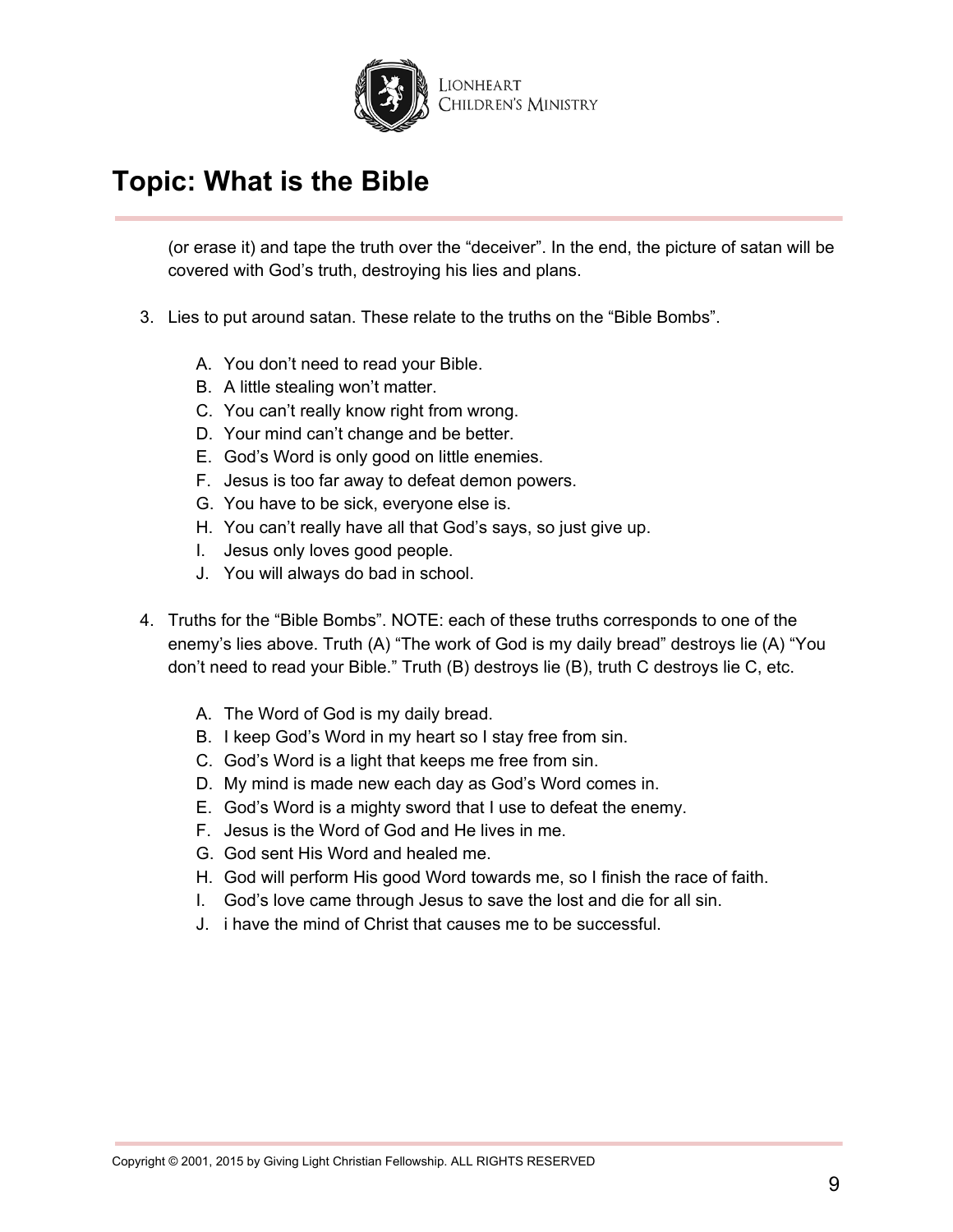## Topic: What is the Bible

(or erase it) and tape the truth over the "deceiver". In the end, the picture of satan will be covered with God's truth, destroying his lies and plans.

3. Lies to put around satan. These relate to the truths on the "Bible Bombs".

    A. You don't need to read your Bible.
    B. A little stealing won't matter.
    C. You can't really know right from wrong.
    D. Your mind can't change and be better.
    E. God's Word is only good on little enemies.
    F. Jesus is too far away to defeat demon powers.
    G. You have to be sick, everyone else is.
    H. You can't really have all that God's says, so just give up.
    I. Jesus only loves good people.
    J. You will always do bad in school.

4. Truths for the "Bible Bombs". NOTE: each of these truths corresponds to one of the enemy's lies above. Truth (A) "The work of God is my daily bread" destroys lie (A) "You don't need to read your Bible." Truth (B) destroys lie (B), truth C destroys lie C, etc.

    A. The Word of God is my daily bread.
    B. I keep God's Word in my heart so I stay free from sin.
    C. God's Word is a light that keeps me free from sin.
    D. My mind is made new each day as God's Word comes in.
    E. God's Word is a mighty sword that I use to defeat the enemy.
    F. Jesus is the Word of God and He lives in me.
    G. God sent His Word and healed me.
    H. God will perform His good Word towards me, so I finish the race of faith.
    I. God's love came through Jesus to save the lost and die for all sin.
    J. i have the mind of Christ that causes me to be successful.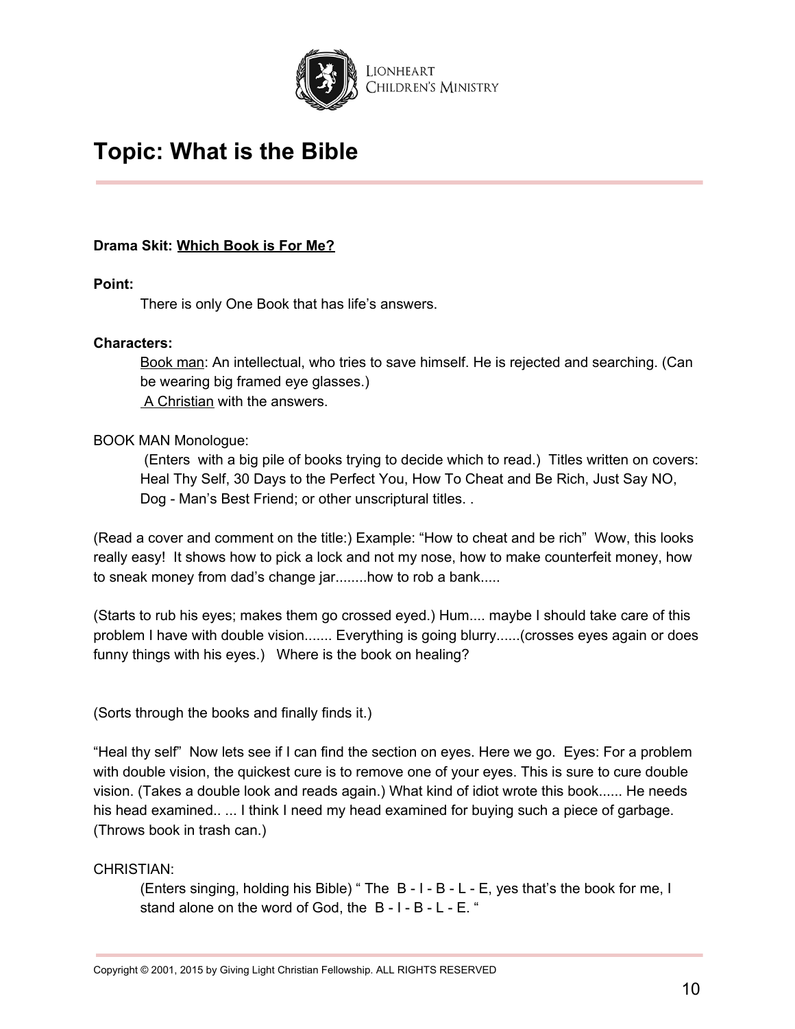# Topic: What is the Bible

**Drama Skit: Which Book is For Me?**

**Point:**

There is only One Book that has life's answers.

**Characters:**

Book man: An intellectual, who tries to save himself. He is rejected and searching. (Can be wearing big framed eye glasses.)

A Christian with the answers.

BOOK MAN Monologue:

(Enters with a big pile of books trying to decide which to read.) Titles written on covers: Heal Thy Self, 30 Days to the Perfect You, How To Cheat and Be Rich, Just Say NO, Dog - Man's Best Friend; or other unscriptural titles. .

(Read a cover and comment on the title:) Example: "How to cheat and be rich" Wow, this looks really easy! It shows how to pick a lock and not my nose, how to make counterfeit money, how to sneak money from dad's change jar........how to rob a bank.....

(Starts to rub his eyes; makes them go crossed eyed.) Hum.... maybe I should take care of this problem I have with double vision....... Everything is going blurry......(crosses eyes again or does funny things with his eyes.) Where is the book on healing?

(Sorts through the books and finally finds it.)

"Heal thy self" Now lets see if I can find the section on eyes. Here we go. Eyes: For a problem with double vision, the quickest cure is to remove one of your eyes. This is sure to cure double vision. (Takes a double look and reads again.) What kind of idiot wrote this book...... He needs his head examined.. ... I think I need my head examined for buying such a piece of garbage. (Throws book in trash can.)

CHRISTIAN:

(Enters singing, holding his Bible) " The B - I - B - L - E, yes that's the book for me, I stand alone on the word of God, the B - I - B - L - E. "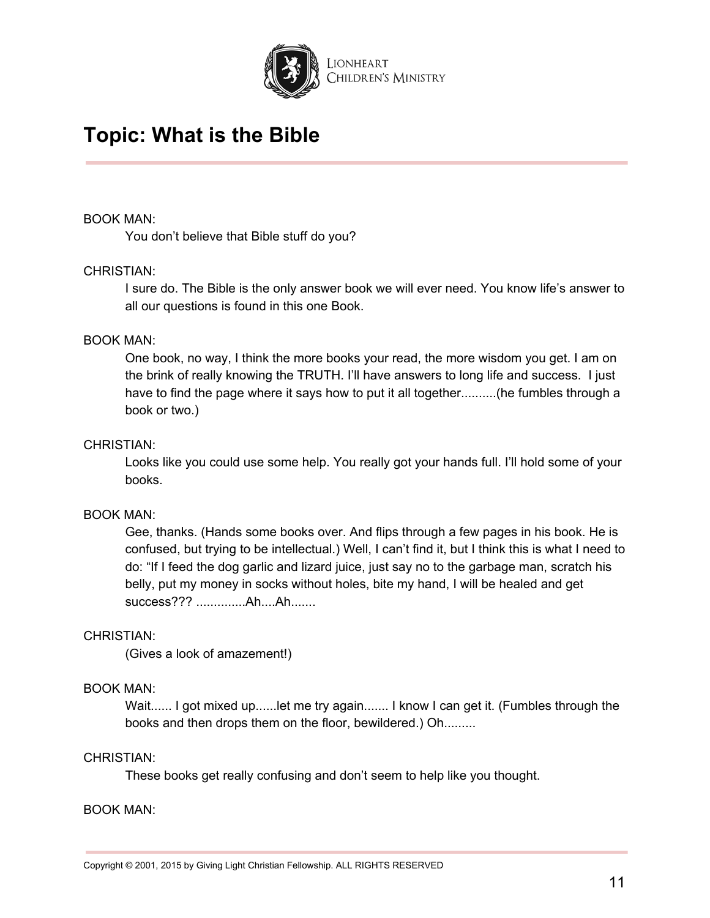# Topic: What is the Bible

BOOK MAN:

You don't believe that Bible stuff do you?

CHRISTIAN:

I sure do. The Bible is the only answer book we will ever need. You know life's answer to all our questions is found in this one Book.

BOOK MAN:

One book, no way, I think the more books your read, the more wisdom you get. I am on the brink of really knowing the TRUTH. I'll have answers to long life and success. I just have to find the page where it says how to put it all together..........(he fumbles through a book or two.)

CHRISTIAN:

Looks like you could use some help. You really got your hands full. I'll hold some of your books.

BOOK MAN:

Gee, thanks. (Hands some books over. And flips through a few pages in his book. He is confused, but trying to be intellectual.) Well, I can't find it, but I think this is what I need to do: "If I feed the dog garlic and lizard juice, just say no to the garbage man, scratch his belly, put my money in socks without holes, bite my hand, I will be healed and get success??? ..............Ah....Ah.......

CHRISTIAN:

(Gives a look of amazement!)

BOOK MAN:

Wait...... I got mixed up......let me try again....... I know I can get it. (Fumbles through the books and then drops them on the floor, bewildered.) Oh.........

CHRISTIAN:

These books get really confusing and don't seem to help like you thought.

BOOK MAN: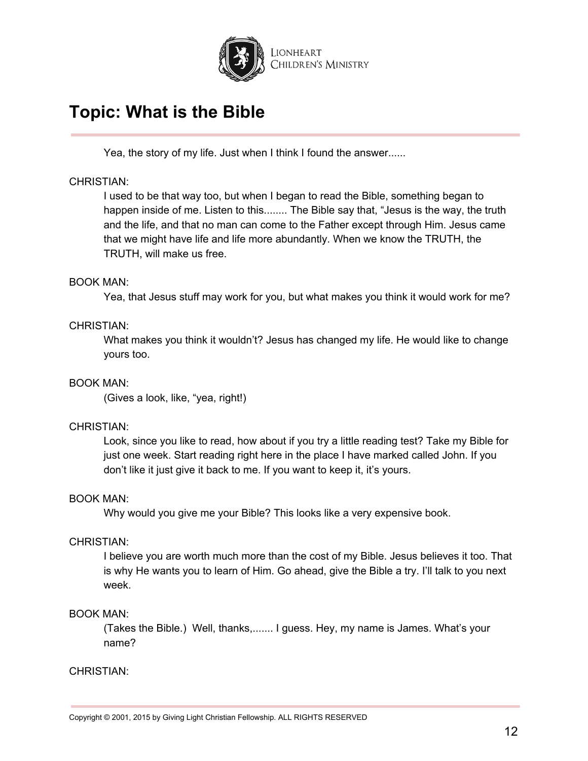## Topic: What is the Bible

Yea, the story of my life. Just when I think I found the answer......

CHRISTIAN:

I used to be that way too, but when I began to read the Bible, something began to happen inside of me. Listen to this........ The Bible say that, "Jesus is the way, the truth and the life, and that no man can come to the Father except through Him. Jesus came that we might have life and life more abundantly. When we know the TRUTH, the TRUTH, will make us free.

BOOK MAN:

Yea, that Jesus stuff may work for you, but what makes you think it would work for me?

CHRISTIAN:

What makes you think it wouldn't? Jesus has changed my life. He would like to change yours too.

BOOK MAN:

(Gives a look, like, "yea, right!)

CHRISTIAN:

Look, since you like to read, how about if you try a little reading test? Take my Bible for just one week. Start reading right here in the place I have marked called John. If you don't like it just give it back to me. If you want to keep it, it's yours.

BOOK MAN:

Why would you give me your Bible? This looks like a very expensive book.

CHRISTIAN:

I believe you are worth much more than the cost of my Bible. Jesus believes it too. That is why He wants you to learn of Him. Go ahead, give the Bible a try. I'll talk to you next week.

BOOK MAN:

(Takes the Bible.) Well, thanks,....... I guess. Hey, my name is James. What's your name?

CHRISTIAN: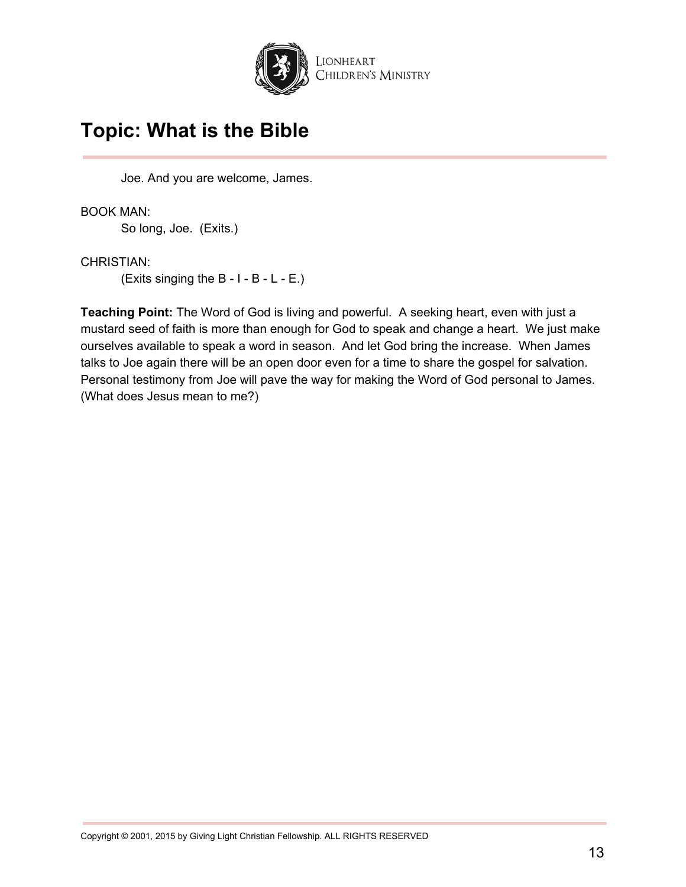# Topic: What is the Bible

Joe. And you are welcome, James.

BOOK MAN:
So long, Joe. (Exits.)

CHRISTIAN:
(Exits singing the B - I - B - L - E.)

**Teaching Point:** The Word of God is living and powerful. A seeking heart, even with just a mustard seed of faith is more than enough for God to speak and change a heart. We just make ourselves available to speak a word in season. And let God bring the increase. When James talks to Joe again there will be an open door even for a time to share the gospel for salvation. Personal testimony from Joe will pave the way for making the Word of God personal to James. (What does Jesus mean to me?)

Copyright © 2001, 2015 by Giving Light Christian Fellowship. ALL RIGHTS RESERVED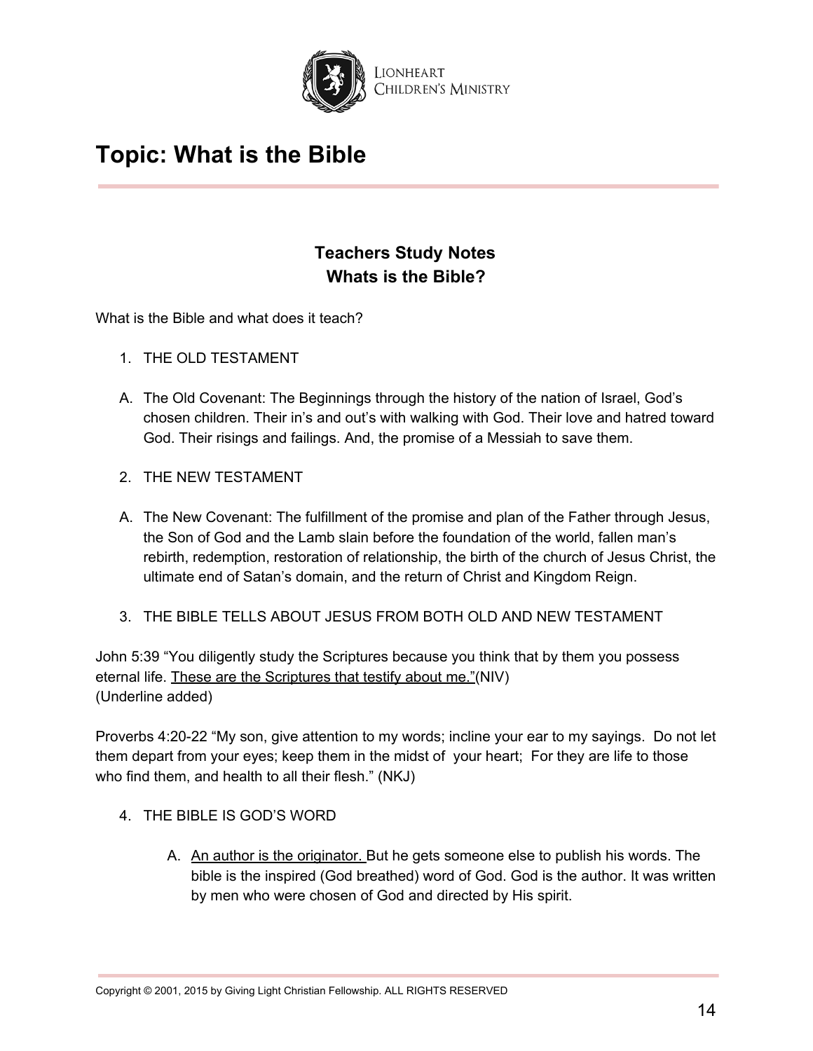# Topic: What is the Bible

## Teachers Study Notes
## Whats is the Bible?

What is the Bible and what does it teach?

1. THE OLD TESTAMENT

A. The Old Covenant: The Beginnings through the history of the nation of Israel, God's chosen children. Their in's and out's with walking with God. Their love and hatred toward God. Their risings and failings. And, the promise of a Messiah to save them.

2. THE NEW TESTAMENT

A. The New Covenant: The fulfillment of the promise and plan of the Father through Jesus, the Son of God and the Lamb slain before the foundation of the world, fallen man's rebirth, redemption, restoration of relationship, the birth of the church of Jesus Christ, the ultimate end of Satan's domain, and the return of Christ and Kingdom Reign.

3. THE BIBLE TELLS ABOUT JESUS FROM BOTH OLD AND NEW TESTAMENT

John 5:39 "You diligently study the Scriptures because you think that by them you possess eternal life. <u>These are the Scriptures that testify about me."</u>(NIV)
(Underline added)

Proverbs 4:20-22 "My son, give attention to my words; incline your ear to my sayings. Do not let them depart from your eyes; keep them in the midst of your heart; For they are life to those who find them, and health to all their flesh." (NKJ)

4. THE BIBLE IS GOD'S WORD

    A. <u>An author is the originator.</u> But he gets someone else to publish his words. The bible is the inspired (God breathed) word of God. God is the author. It was written by men who were chosen of God and directed by His spirit.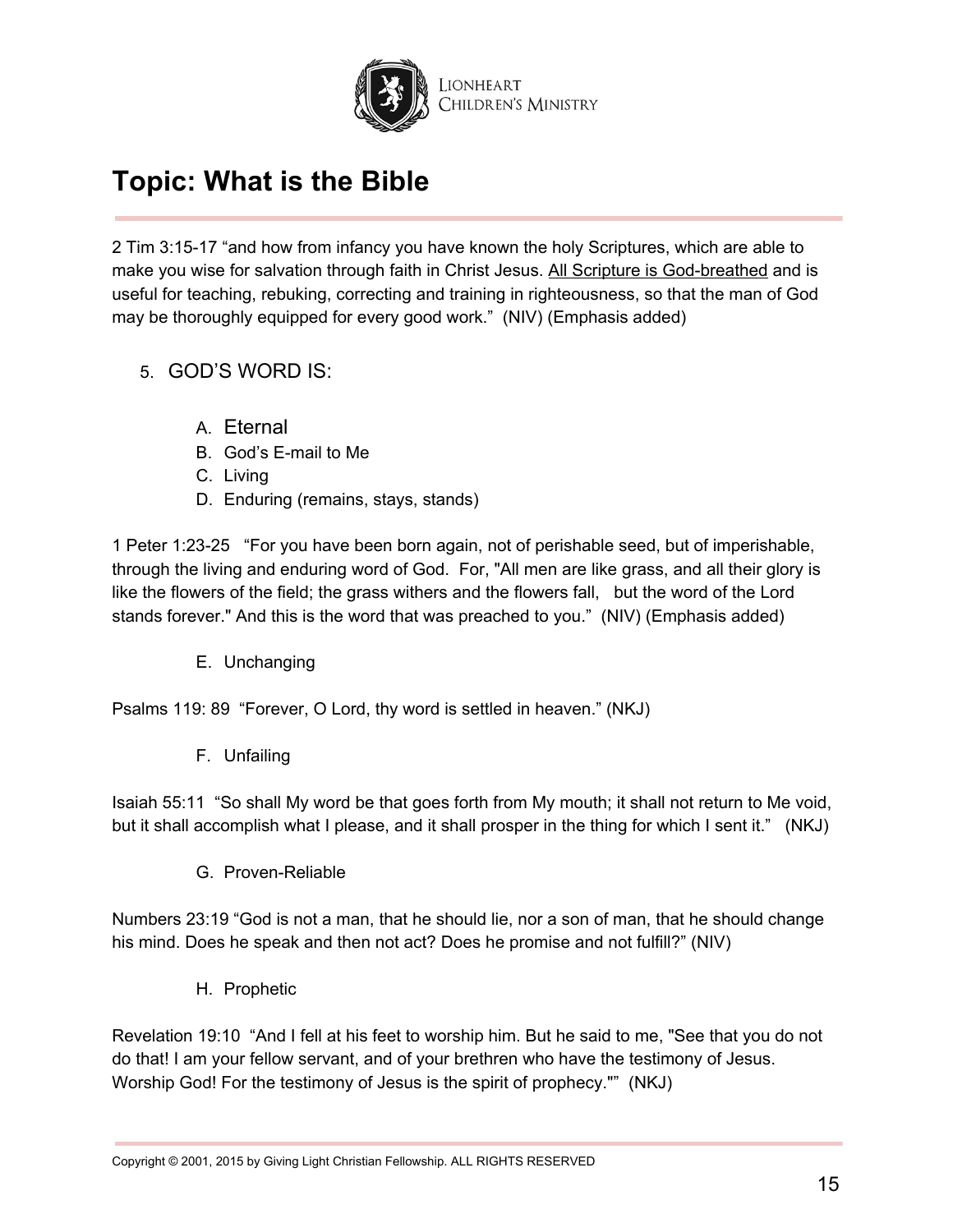# Topic: What is the Bible

2 Tim 3:15-17 “and how from infancy you have known the holy Scriptures, which are able to make you wise for salvation through faith in Christ Jesus. <u>All Scripture is God-breathed</u> and is useful for teaching, rebuking, correcting and training in righteousness, so that the man of God may be thoroughly equipped for every good work.” (NIV) (Emphasis added)

5. GOD’S WORD IS:

    A. Eternal
    B. God’s E-mail to Me
    C. Living
    D. Enduring (remains, stays, stands)

1 Peter 1:23-25 “For you have been born again, not of perishable seed, but of imperishable, through the living and enduring word of God. For, "All men are like grass, and all their glory is like the flowers of the field; the grass withers and the flowers fall, but the word of the Lord stands forever." And this is the word that was preached to you.” (NIV) (Emphasis added)

    E. Unchanging

Psalms 119: 89 “Forever, O Lord, thy word is settled in heaven.” (NKJ)

    F. Unfailing

Isaiah 55:11 “So shall My word be that goes forth from My mouth; it shall not return to Me void, but it shall accomplish what I please, and it shall prosper in the thing for which I sent it.” (NKJ)

    G. Proven-Reliable

Numbers 23:19 “God is not a man, that he should lie, nor a son of man, that he should change his mind. Does he speak and then not act? Does he promise and not fulfill?” (NIV)

    H. Prophetic

Revelation 19:10 “And I fell at his feet to worship him. But he said to me, "See that you do not do that! I am your fellow servant, and of your brethren who have the testimony of Jesus. Worship God! For the testimony of Jesus is the spirit of prophecy."” (NKJ)

Copyright © 2001, 2015 by Giving Light Christian Fellowship. ALL RIGHTS RESERVED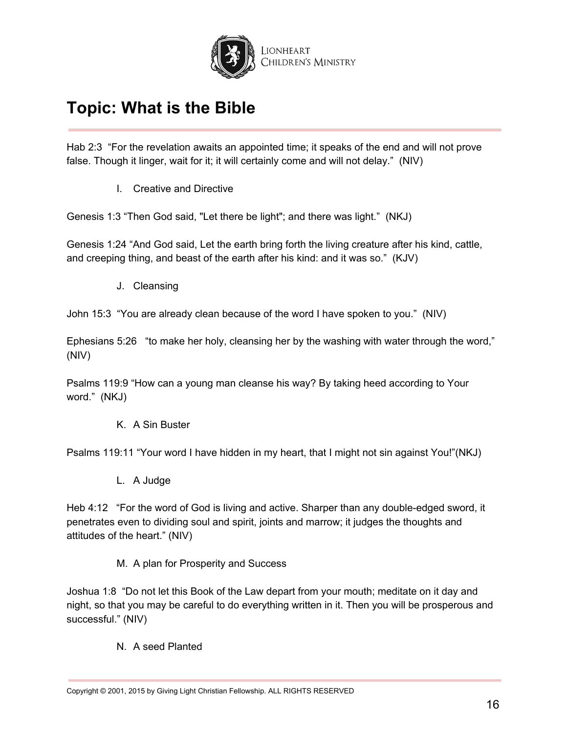# Topic: What is the Bible

Hab 2:3 "For the revelation awaits an appointed time; it speaks of the end and will not prove false. Though it linger, wait for it; it will certainly come and will not delay." (NIV)

I. Creative and Directive

Genesis 1:3 "Then God said, "Let there be light"; and there was light." (NKJ)

Genesis 1:24 "And God said, Let the earth bring forth the living creature after his kind, cattle, and creeping thing, and beast of the earth after his kind: and it was so." (KJV)

J. Cleansing

John 15:3 "You are already clean because of the word I have spoken to you." (NIV)

Ephesians 5:26 "to make her holy, cleansing her by the washing with water through the word," (NIV)

Psalms 119:9 "How can a young man cleanse his way? By taking heed according to Your word." (NKJ)

K. A Sin Buster

Psalms 119:11 "Your word I have hidden in my heart, that I might not sin against You!"(NKJ)

L. A Judge

Heb 4:12 "For the word of God is living and active. Sharper than any double-edged sword, it penetrates even to dividing soul and spirit, joints and marrow; it judges the thoughts and attitudes of the heart." (NIV)

M. A plan for Prosperity and Success

Joshua 1:8 "Do not let this Book of the Law depart from your mouth; meditate on it day and night, so that you may be careful to do everything written in it. Then you will be prosperous and successful." (NIV)

N. A seed Planted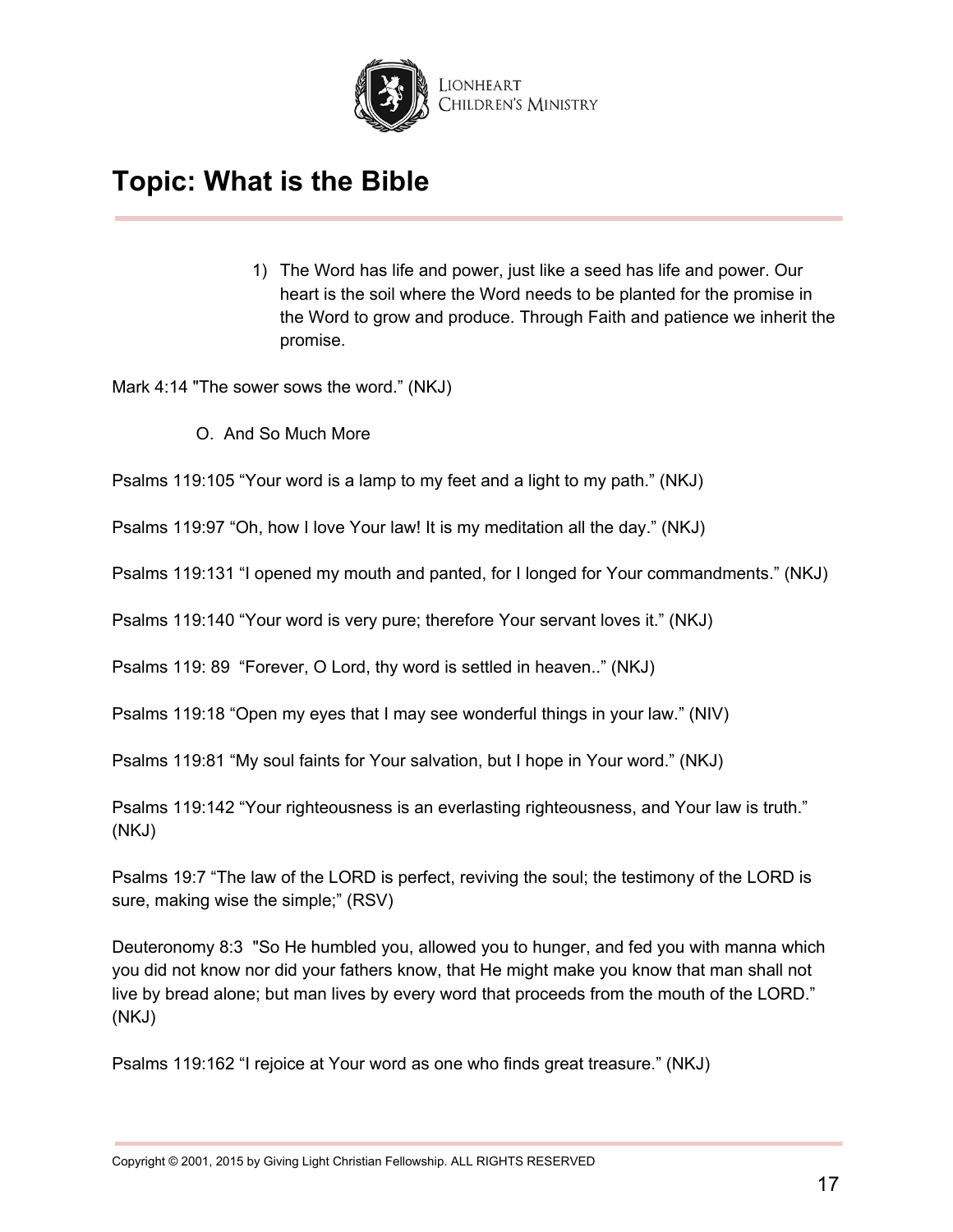1) The Word has life and power, just like a seed has life and power. Our heart is the soil where the Word needs to be planted for the promise in the Word to grow and produce. Through Faith and patience we inherit the promise.

Mark 4:14 "The sower sows the word." (NKJ)

O. And So Much More

Psalms 119:105 “Your word is a lamp to my feet and a light to my path.” (NKJ)

Psalms 119:97 “Oh, how I love Your law! It is my meditation all the day.” (NKJ)

Psalms 119:131 “I opened my mouth and panted, for I longed for Your commandments.” (NKJ)

Psalms 119:140 “Your word is very pure; therefore Your servant loves it.” (NKJ)

Psalms 119: 89 “Forever, O Lord, thy word is settled in heaven..” (NKJ)

Psalms 119:18 “Open my eyes that I may see wonderful things in your law.” (NIV)

Psalms 119:81 “My soul faints for Your salvation, but I hope in Your word.” (NKJ)

Psalms 119:142 “Your righteousness is an everlasting righteousness, and Your law is truth.” (NKJ)

Psalms 19:7 “The law of the LORD is perfect, reviving the soul; the testimony of the LORD is sure, making wise the simple;” (RSV)

Deuteronomy 8:3 "So He humbled you, allowed you to hunger, and fed you with manna which you did not know nor did your fathers know, that He might make you know that man shall not live by bread alone; but man lives by every word that proceeds from the mouth of the LORD.” (NKJ)

Psalms 119:162 “I rejoice at Your word as one who finds great treasure.” (NKJ)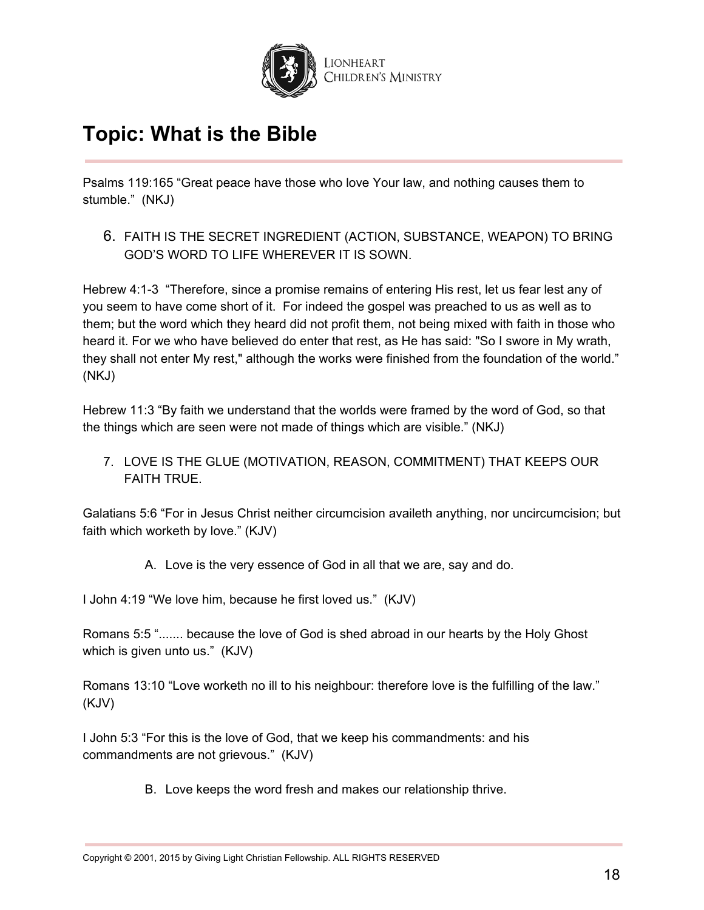# Topic: What is the Bible

Psalms 119:165 “Great peace have those who love Your law, and nothing causes them to stumble.” (NKJ)

6. FAITH IS THE SECRET INGREDIENT (ACTION, SUBSTANCE, WEAPON) TO BRING GOD’S WORD TO LIFE WHEREVER IT IS SOWN.

Hebrew 4:1-3 “Therefore, since a promise remains of entering His rest, let us fear lest any of you seem to have come short of it. For indeed the gospel was preached to us as well as to them; but the word which they heard did not profit them, not being mixed with faith in those who heard it. For we who have believed do enter that rest, as He has said: "So I swore in My wrath, they shall not enter My rest," although the works were finished from the foundation of the world.” (NKJ)

Hebrew 11:3 “By faith we understand that the worlds were framed by the word of God, so that the things which are seen were not made of things which are visible.” (NKJ)

7. LOVE IS THE GLUE (MOTIVATION, REASON, COMMITMENT) THAT KEEPS OUR FAITH TRUE.

Galatians 5:6 “For in Jesus Christ neither circumcision availeth anything, nor uncircumcision; but faith which worketh by love.” (KJV)

A. Love is the very essence of God in all that we are, say and do.

I John 4:19 “We love him, because he first loved us.” (KJV)

Romans 5:5 “....... because the love of God is shed abroad in our hearts by the Holy Ghost which is given unto us.” (KJV)

Romans 13:10 “Love worketh no ill to his neighbour: therefore love is the fulfilling of the law.” (KJV)

I John 5:3 “For this is the love of God, that we keep his commandments: and his commandments are not grievous.” (KJV)

B. Love keeps the word fresh and makes our relationship thrive.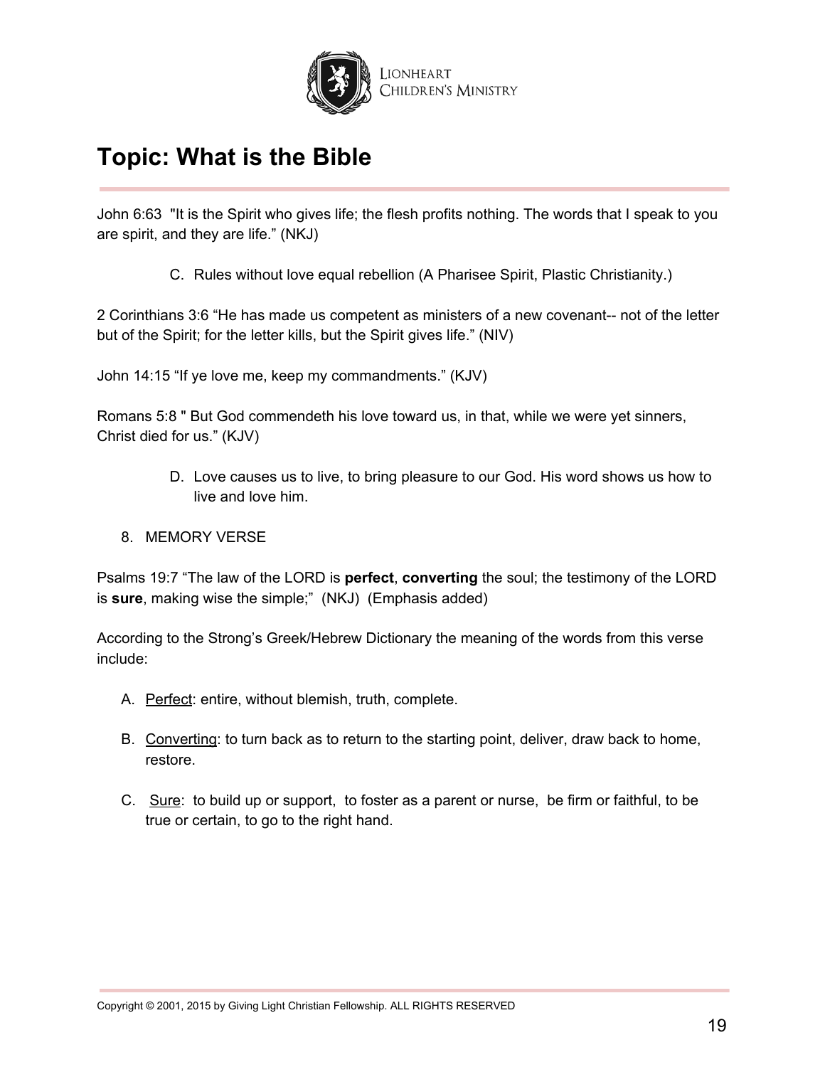# Topic: What is the Bible

John 6:63 "It is the Spirit who gives life; the flesh profits nothing. The words that I speak to you are spirit, and they are life." (NKJ)

C. Rules without love equal rebellion (A Pharisee Spirit, Plastic Christianity.)

2 Corinthians 3:6 "He has made us competent as ministers of a new covenant-- not of the letter but of the Spirit; for the letter kills, but the Spirit gives life." (NIV)

John 14:15 "If ye love me, keep my commandments." (KJV)

Romans 5:8 " But God commendeth his love toward us, in that, while we were yet sinners, Christ died for us." (KJV)

D. Love causes us to live, to bring pleasure to our God. His word shows us how to live and love him.

8. MEMORY VERSE

Psalms 19:7 "The law of the LORD is **perfect**, **converting** the soul; the testimony of the LORD is **sure**, making wise the simple;" (NKJ) (Emphasis added)

According to the Strong's Greek/Hebrew Dictionary the meaning of the words from this verse include:

A. <u>Perfect</u>: entire, without blemish, truth, complete.

B. <u>Converting</u>: to turn back as to return to the starting point, deliver, draw back to home, restore.

C. <u>Sure</u>: to build up or support, to foster as a parent or nurse, be firm or faithful, to be true or certain, to go to the right hand.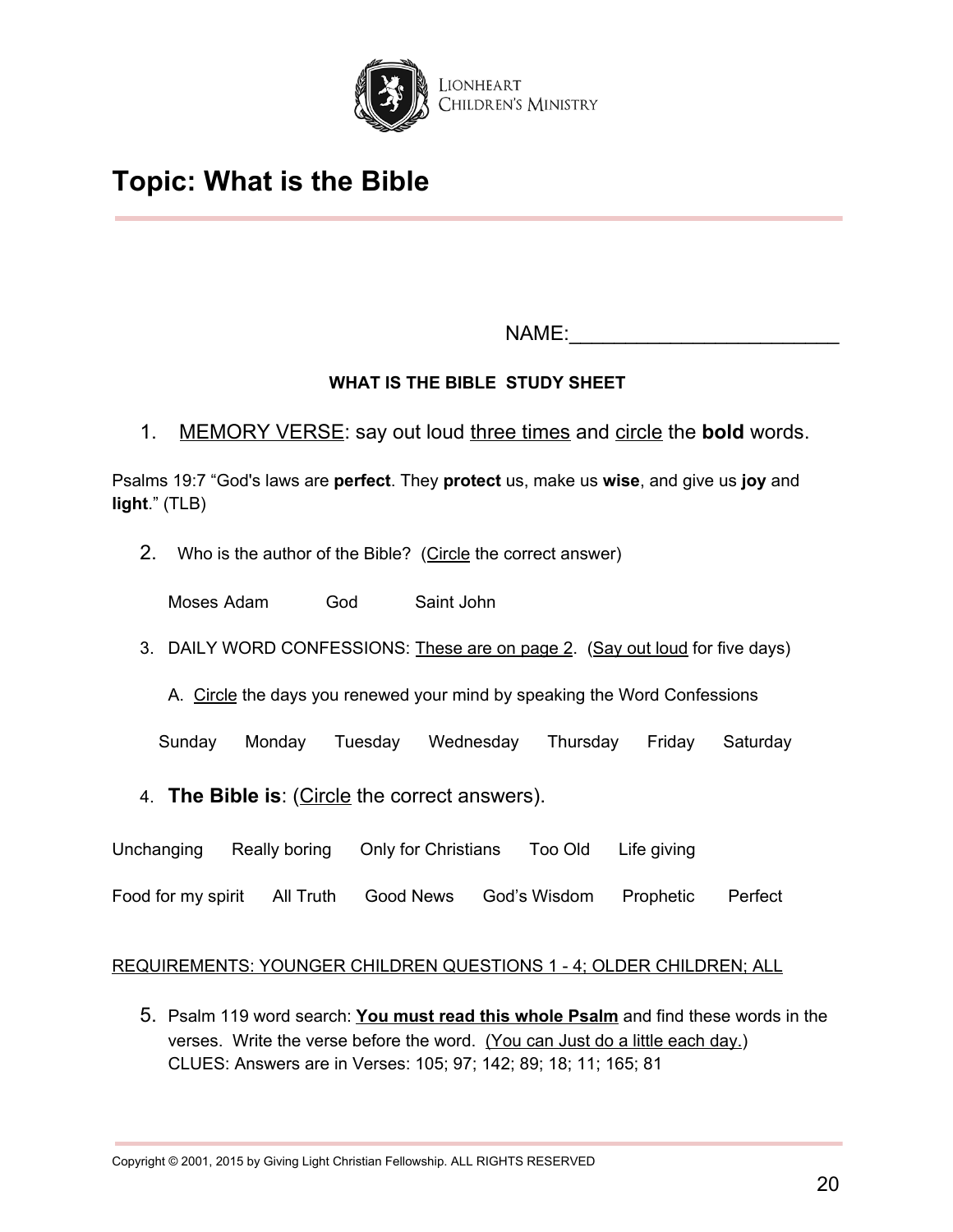# Topic: What is the Bible

NAME:________________________

**WHAT IS THE BIBLE STUDY SHEET**

1. MEMORY VERSE: say out loud three times and circle the **bold** words.

Psalms 19:7 "God's laws are **perfect**. They **protect** us, make us **wise**, and give us **joy** and **light**." (TLB)

2. Who is the author of the Bible? (Circle the correct answer)

   Moses Adam God Saint John

3. DAILY WORD CONFESSIONS: These are on page 2. (Say out loud for five days)

   A. Circle the days you renewed your mind by speaking the Word Confessions

   Sunday Monday Tuesday Wednesday Thursday Friday Saturday

4. **The Bible is**: (Circle the correct answers).

Unchanging Really boring Only for Christians Too Old Life giving

Food for my spirit All Truth Good News God's Wisdom Prophetic Perfect

REQUIREMENTS: YOUNGER CHILDREN QUESTIONS 1 - 4; OLDER CHILDREN; ALL

5. Psalm 119 word search: **You must read this whole Psalm** and find these words in the verses. Write the verse before the word. (You can Just do a little each day.)
   CLUES: Answers are in Verses: 105; 97; 142; 89; 18; 11; 165; 81

Copyright © 2001, 2015 by Giving Light Christian Fellowship. ALL RIGHTS RESERVED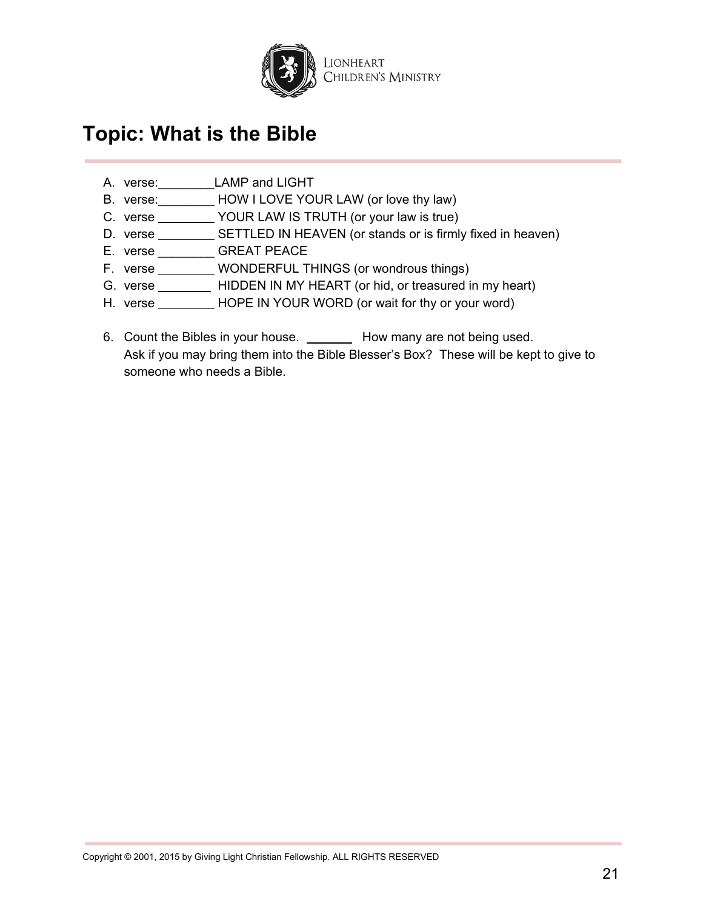# Topic: What is the Bible

A. verse:________LAMP and LIGHT
B. verse:________ HOW I LOVE YOUR LAW (or love thy law)
C. verse ________ YOUR LAW IS TRUTH (or your law is true)
D. verse ________ SETTLED IN HEAVEN (or stands or is firmly fixed in heaven)
E. verse ________ GREAT PEACE
F. verse ________ WONDERFUL THINGS (or wondrous things)
G. verse ________ HIDDEN IN MY HEART (or hid, or treasured in my heart)
H. verse ________ HOPE IN YOUR WORD (or wait for thy or your word)

6. Count the Bibles in your house. _______ How many are not being used.
   Ask if you may bring them into the Bible Blesser's Box? These will be kept to give to someone who needs a Bible.

Copyright © 2001, 2015 by Giving Light Christian Fellowship. ALL RIGHTS RESERVED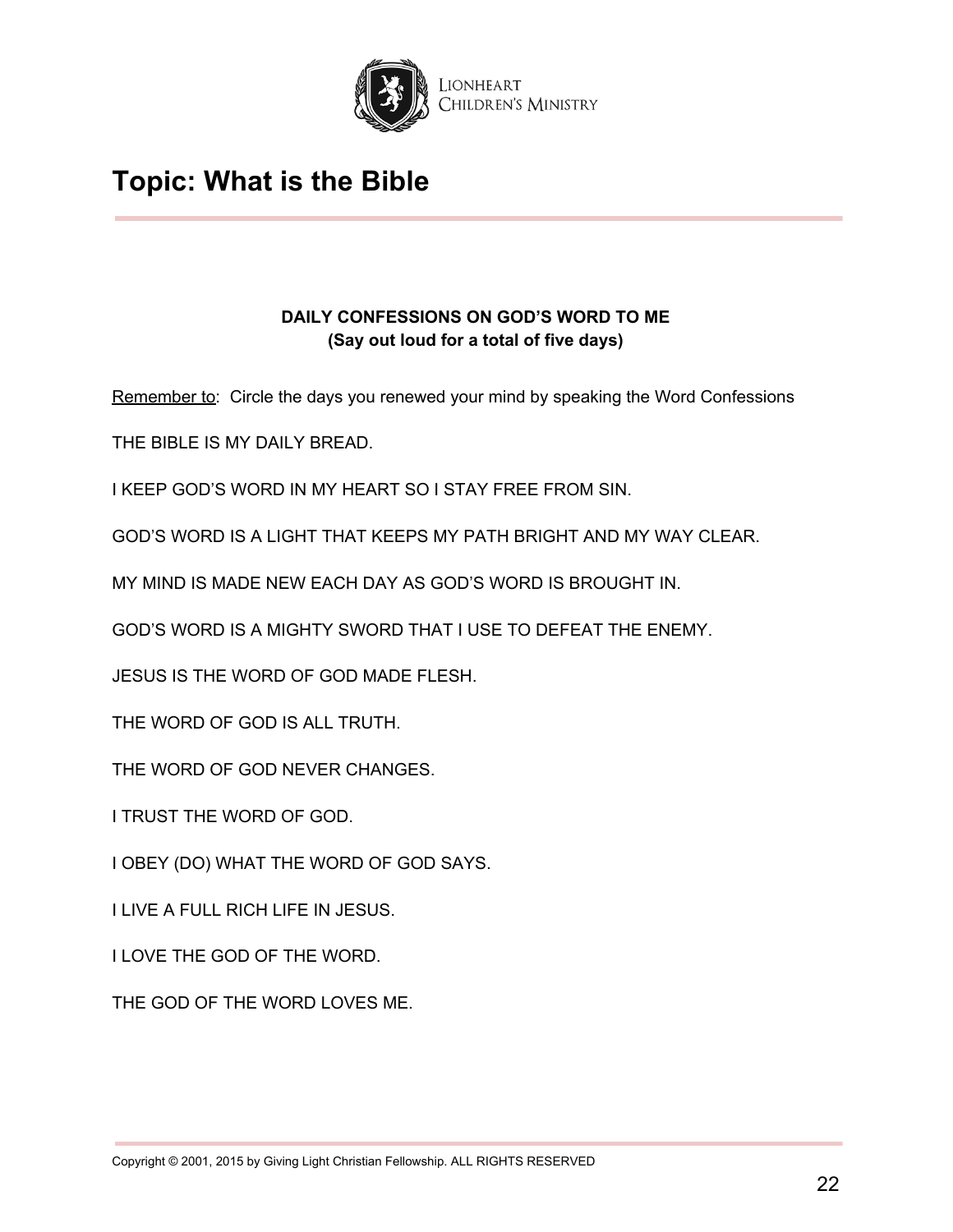# Topic: What is the Bible

**DAILY CONFESSIONS ON GOD'S WORD TO ME**
**(Say out loud for a total of five days)**

Remember to: Circle the days you renewed your mind by speaking the Word Confessions

THE BIBLE IS MY DAILY BREAD.

I KEEP GOD'S WORD IN MY HEART SO I STAY FREE FROM SIN.

GOD'S WORD IS A LIGHT THAT KEEPS MY PATH BRIGHT AND MY WAY CLEAR.

MY MIND IS MADE NEW EACH DAY AS GOD'S WORD IS BROUGHT IN.

GOD'S WORD IS A MIGHTY SWORD THAT I USE TO DEFEAT THE ENEMY.

JESUS IS THE WORD OF GOD MADE FLESH.

THE WORD OF GOD IS ALL TRUTH.

THE WORD OF GOD NEVER CHANGES.

I TRUST THE WORD OF GOD.

I OBEY (DO) WHAT THE WORD OF GOD SAYS.

I LIVE A FULL RICH LIFE IN JESUS.

I LOVE THE GOD OF THE WORD.

THE GOD OF THE WORD LOVES ME.

Copyright © 2001, 2015 by Giving Light Christian Fellowship. ALL RIGHTS RESERVED